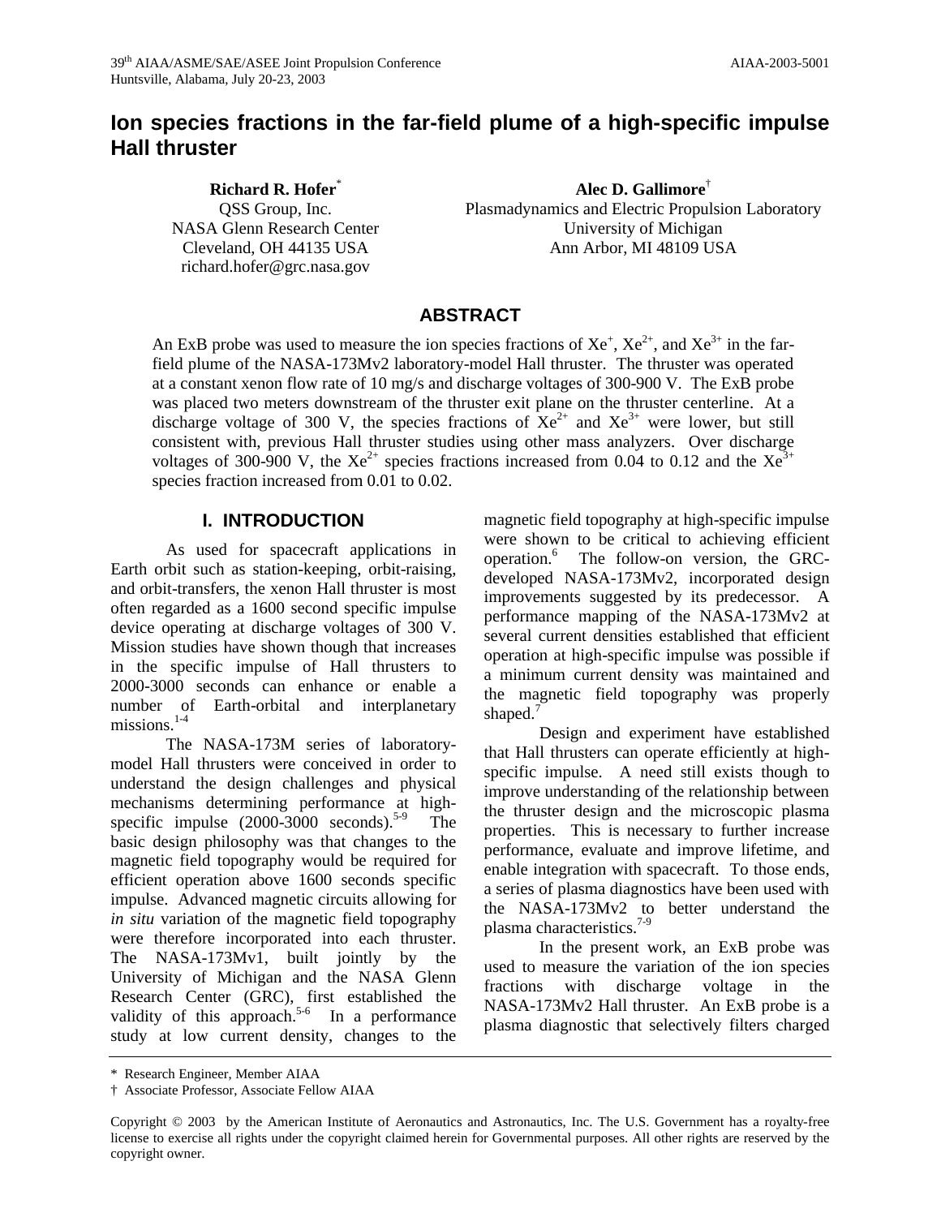# Ion species fractions in the far-field plume of a high-specific impulse Hall thruster

**Richard R. Hofer***
QSS Group, Inc.
NASA Glenn Research Center
Cleveland, OH 44135 USA
richard.hofer@grc.nasa.gov

**Alec D. Gallimore†**
Plasmadynamics and Electric Propulsion Laboratory
University of Michigan
Ann Arbor, MI 48109 USA

## ABSTRACT

An ExB probe was used to measure the ion species fractions of $Xe^{+}$, $Xe^{2+}$, and $Xe^{3+}$ in the far-field plume of the NASA-173Mv2 laboratory-model Hall thruster. The thruster was operated at a constant xenon flow rate of 10 mg/s and discharge voltages of 300-900 V. The ExB probe was placed two meters downstream of the thruster exit plane on the thruster centerline. At a discharge voltage of 300 V, the species fractions of $Xe^{2+}$ and $Xe^{3+}$ were lower, but still consistent with, previous Hall thruster studies using other mass analyzers. Over discharge voltages of 300-900 V, the $Xe^{2+}$ species fractions increased from 0.04 to 0.12 and the $Xe^{3+}$ species fraction increased from 0.01 to 0.02.

## I. INTRODUCTION

As used for spacecraft applications in Earth orbit such as station-keeping, orbit-raising, and orbit-transfers, the xenon Hall thruster is most often regarded as a 1600 second specific impulse device operating at discharge voltages of 300 V. Mission studies have shown though that increases in the specific impulse of Hall thrusters to 2000-3000 seconds can enhance or enable a number of Earth-orbital and interplanetary missions.[1-4]

The NASA-173M series of laboratory-model Hall thrusters were conceived in order to understand the design challenges and physical mechanisms determining performance at high-specific impulse (2000-3000 seconds).[5-9] The basic design philosophy was that changes to the magnetic field topography would be required for efficient operation above 1600 seconds specific impulse. Advanced magnetic circuits allowing for *in situ* variation of the magnetic field topography were therefore incorporated into each thruster. The NASA-173Mv1, built jointly by the University of Michigan and the NASA Glenn Research Center (GRC), first established the validity of this approach.[5-6] In a performance study at low current density, changes to the magnetic field topography at high-specific impulse were shown to be critical to achieving efficient operation.[6] The follow-on version, the GRC-developed NASA-173Mv2, incorporated design improvements suggested by its predecessor. A performance mapping of the NASA-173Mv2 at several current densities established that efficient operation at high-specific impulse was possible if a minimum current density was maintained and the magnetic field topography was properly shaped.[7]

Design and experiment have established that Hall thrusters can operate efficiently at high-specific impulse. A need still exists though to improve understanding of the relationship between the thruster design and the microscopic plasma properties. This is necessary to further increase performance, evaluate and improve lifetime, and enable integration with spacecraft. To those ends, a series of plasma diagnostics have been used with the NASA-173Mv2 to better understand the plasma characteristics.[7-9]

In the present work, an ExB probe was used to measure the variation of the ion species fractions with discharge voltage in the NASA-173Mv2 Hall thruster. An ExB probe is a plasma diagnostic that selectively filters charged

---

\* Research Engineer, Member AIAA

† Associate Professor, Associate Fellow AIAA

Copyright © 2003 by the American Institute of Aeronautics and Astronautics, Inc. The U.S. Government has a royalty-free license to exercise all rights under the copyright claimed herein for Governmental purposes. All other rights are reserved by the copyright owner.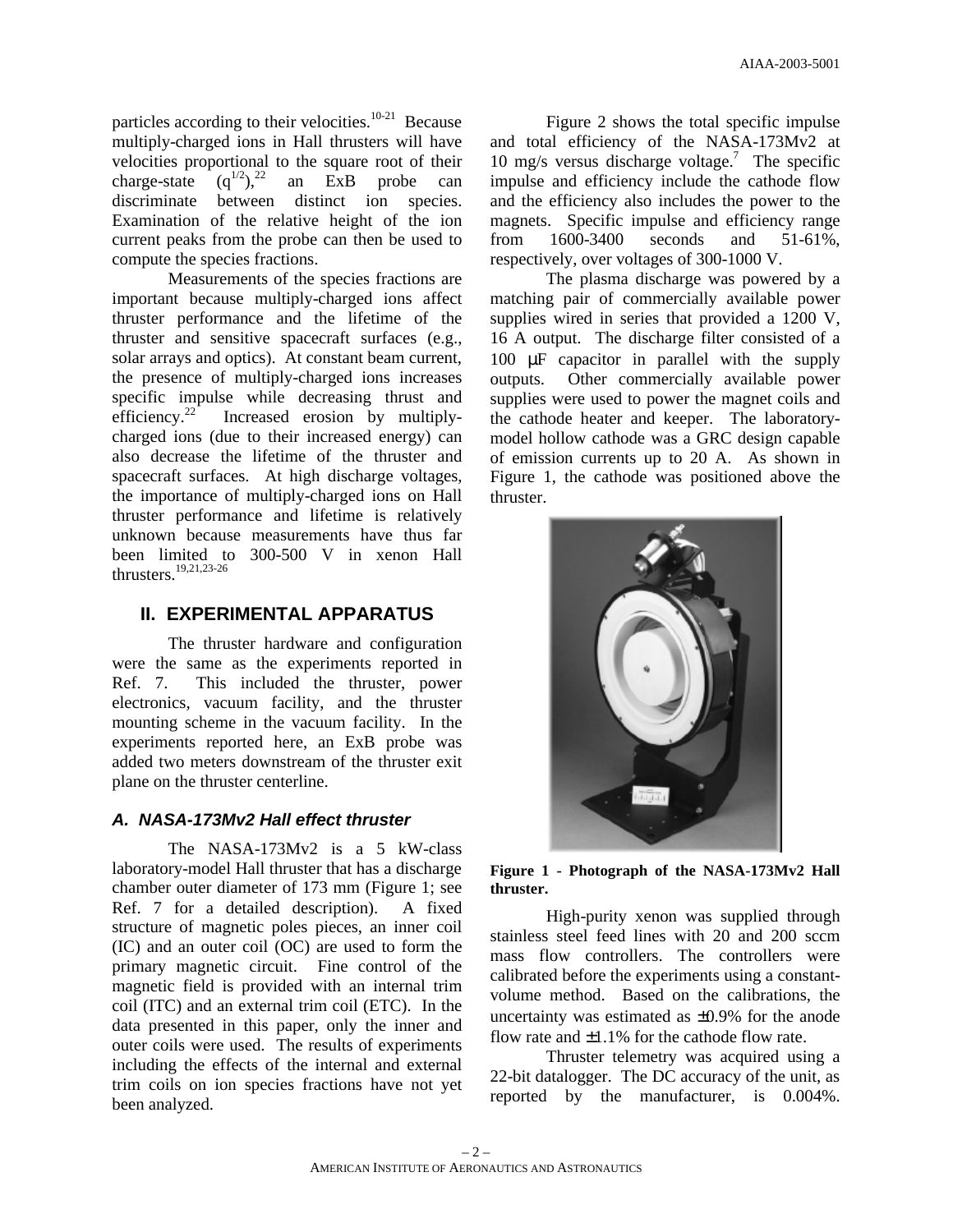particles according to their velocities.[10-21] Because multiply-charged ions in Hall thrusters will have velocities proportional to the square root of their charge-state ($q^{1/2}$),[22] an ExB probe can discriminate between distinct ion species. Examination of the relative height of the ion current peaks from the probe can then be used to compute the species fractions.

Measurements of the species fractions are important because multiply-charged ions affect thruster performance and the lifetime of the thruster and sensitive spacecraft surfaces (e.g., solar arrays and optics). At constant beam current, the presence of multiply-charged ions increases specific impulse while decreasing thrust and efficiency.[22] Increased erosion by multiply-charged ions (due to their increased energy) can also decrease the lifetime of the thruster and spacecraft surfaces. At high discharge voltages, the importance of multiply-charged ions on Hall thruster performance and lifetime is relatively unknown because measurements have thus far been limited to 300-500 V in xenon Hall thrusters.[19,21,23-26]

## II. EXPERIMENTAL APPARATUS

The thruster hardware and configuration were the same as the experiments reported in Ref. 7. This included the thruster, power electronics, vacuum facility, and the thruster mounting scheme in the vacuum facility. In the experiments reported here, an ExB probe was added two meters downstream of the thruster exit plane on the thruster centerline.

### *A. NASA-173Mv2 Hall effect thruster*

The NASA-173Mv2 is a 5 kW-class laboratory-model Hall thruster that has a discharge chamber outer diameter of 173 mm (Figure 1; see Ref. 7 for a detailed description). A fixed structure of magnetic poles pieces, an inner coil (IC) and an outer coil (OC) are used to form the primary magnetic circuit. Fine control of the magnetic field is provided with an internal trim coil (ITC) and an external trim coil (ETC). In the data presented in this paper, only the inner and outer coils were used. The results of experiments including the effects of the internal and external trim coils on ion species fractions have not yet been analyzed.

Figure 2 shows the total specific impulse and total efficiency of the NASA-173Mv2 at 10 mg/s versus discharge voltage.[7] The specific impulse and efficiency include the cathode flow and the efficiency also includes the power to the magnets. Specific impulse and efficiency range from 1600-3400 seconds and 51-61%, respectively, over voltages of 300-1000 V.

The plasma discharge was powered by a matching pair of commercially available power supplies wired in series that provided a 1200 V, 16 A output. The discharge filter consisted of a 100 μF capacitor in parallel with the supply outputs. Other commercially available power supplies were used to power the magnet coils and the cathode heater and keeper. The laboratory-model hollow cathode was a GRC design capable of emission currents up to 20 A. As shown in Figure 1, the cathode was positioned above the thruster.

**Figure 1 - Photograph of the NASA-173Mv2 Hall thruster.**

High-purity xenon was supplied through stainless steel feed lines with 20 and 200 sccm mass flow controllers. The controllers were calibrated before the experiments using a constant-volume method. Based on the calibrations, the uncertainty was estimated as ±0.9% for the anode flow rate and ±1.1% for the cathode flow rate.

Thruster telemetry was acquired using a 22-bit datalogger. The DC accuracy of the unit, as reported by the manufacturer, is 0.004%.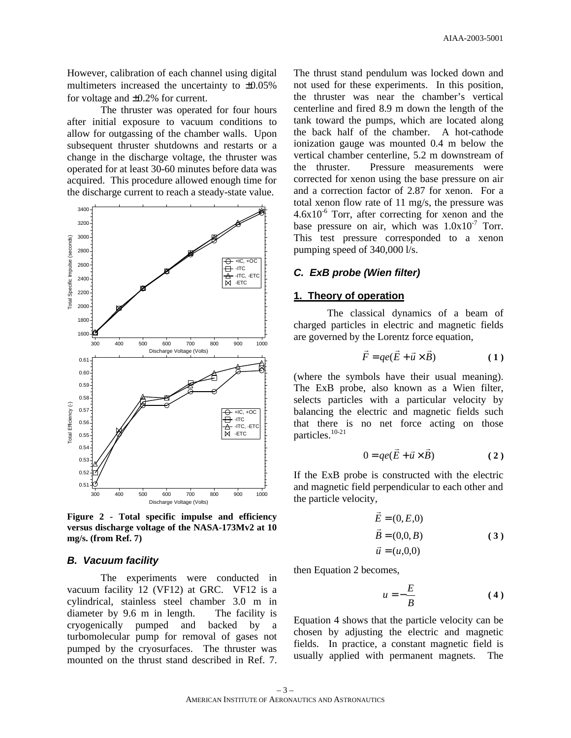However, calibration of each channel using digital multimeters increased the uncertainty to ±0.05% for voltage and ±0.2% for current.

The thruster was operated for four hours after initial exposure to vacuum conditions to allow for outgassing of the chamber walls. Upon subsequent thruster shutdowns and restarts or a change in the discharge voltage, the thruster was operated for at least 30-60 minutes before data was acquired. This procedure allowed enough time for the discharge current to reach a steady-state value.

**Figure 2 - Total specific impulse and efficiency versus discharge voltage of the NASA-173Mv2 at 10 mg/s. (from Ref. 7)**

### *B. Vacuum facility*

The experiments were conducted in vacuum facility 12 (VF12) at GRC. VF12 is a cylindrical, stainless steel chamber 3.0 m in diameter by 9.6 m in length. The facility is cryogenically pumped and backed by a turbomolecular pump for removal of gases not pumped by the cryosurfaces. The thruster was mounted on the thrust stand described in Ref. 7. The thrust stand pendulum was locked down and not used for these experiments. In this position, the thruster was near the chamber's vertical centerline and fired 8.9 m down the length of the tank toward the pumps, which are located along the back half of the chamber. A hot-cathode ionization gauge was mounted 0.4 m below the vertical chamber centerline, 5.2 m downstream of the thruster. Pressure measurements were corrected for xenon using the base pressure on air and a correction factor of 2.87 for xenon. For a total xenon flow rate of 11 mg/s, the pressure was $4.6\times10^{-6}$ Torr, after correcting for xenon and the base pressure on air, which was $1.0\times10^{-7}$ Torr. This test pressure corresponded to a xenon pumping speed of 340,000 l/s.

### *C. ExB probe (Wien filter)*

#### 1. Theory of operation

The classical dynamics of a beam of charged particles in electric and magnetic fields are governed by the Lorentz force equation,

$$\vec{F} = qe(\vec{E} + \vec{u} \times \vec{B}) \qquad (1)$$

(where the symbols have their usual meaning). The ExB probe, also known as a Wien filter, selects particles with a particular velocity by balancing the electric and magnetic fields such that there is no net force acting on those particles.[10-21]

$$0 = qe(\vec{E} + \vec{u} \times \vec{B}) \qquad (2)$$

If the ExB probe is constructed with the electric and magnetic field perpendicular to each other and the particle velocity,

$$\begin{aligned} \vec{E} &= (0, E, 0) \\ \vec{B} &= (0, 0, B) \\ \vec{u} &= (u, 0, 0) \end{aligned} \qquad (3)$$

then Equation 2 becomes,

$$u = -\frac{E}{B} \qquad (4)$$

Equation 4 shows that the particle velocity can be chosen by adjusting the electric and magnetic fields. In practice, a constant magnetic field is usually applied with permanent magnets. The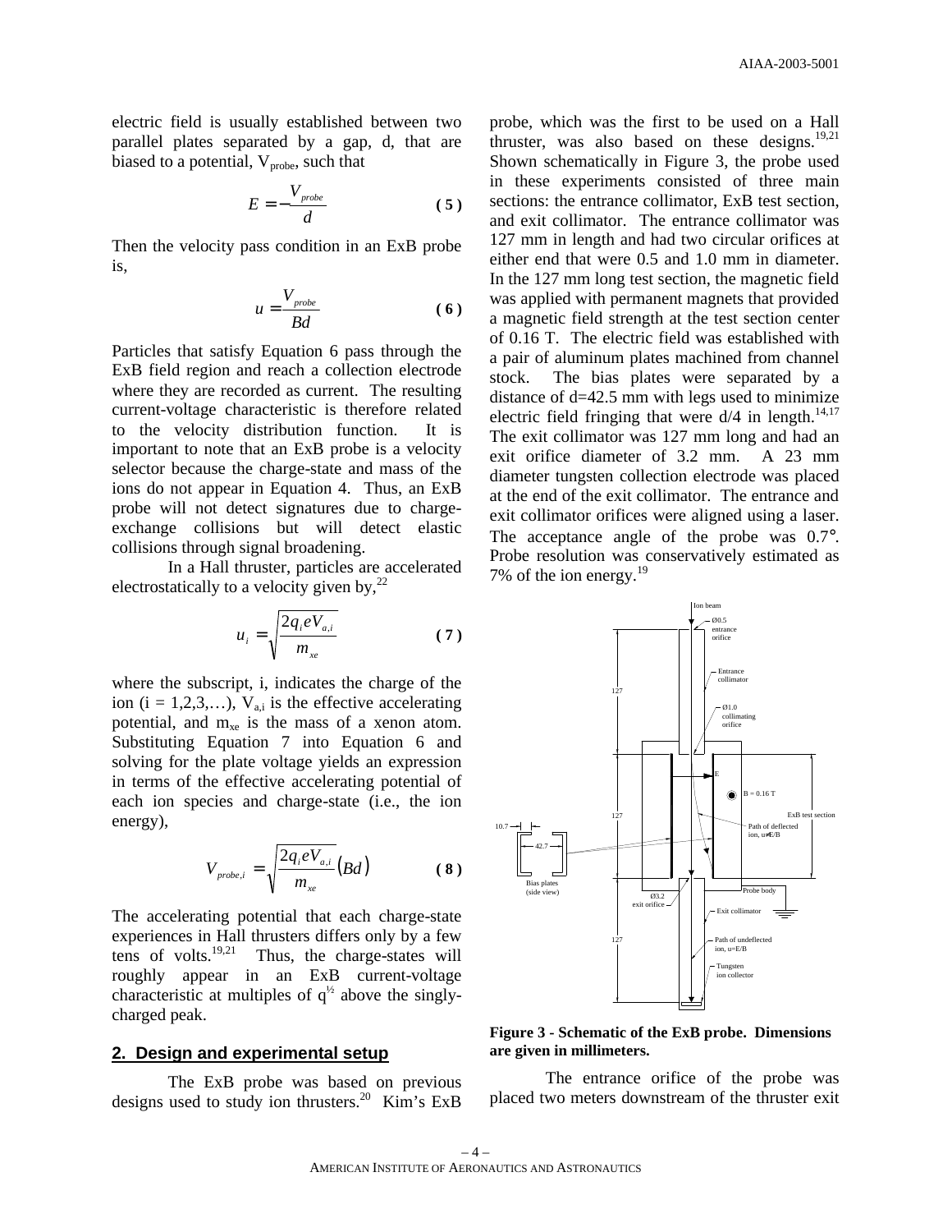electric field is usually established between two parallel plates separated by a gap, d, that are biased to a potential, $V_{probe}$, such that

$$E = -\frac{V_{probe}}{d} \quad (5)$$

Then the velocity pass condition in an ExB probe is,

$$u = \frac{V_{probe}}{Bd} \quad (6)$$

Particles that satisfy Equation 6 pass through the ExB field region and reach a collection electrode where they are recorded as current. The resulting current-voltage characteristic is therefore related to the velocity distribution function. It is important to note that an ExB probe is a velocity selector because the charge-state and mass of the ions do not appear in Equation 4. Thus, an ExB probe will not detect signatures due to charge-exchange collisions but will detect elastic collisions through signal broadening.

In a Hall thruster, particles are accelerated electrostatically to a velocity given by,[22]

$$u_i = \sqrt{\frac{2q_i eV_{a,i}}{m_{xe}}} \quad (7)$$

where the subscript, i, indicates the charge of the ion (i = 1,2,3,…), $V_{a,i}$ is the effective accelerating potential, and $m_{xe}$ is the mass of a xenon atom. Substituting Equation 7 into Equation 6 and solving for the plate voltage yields an expression in terms of the effective accelerating potential of each ion species and charge-state (i.e., the ion energy),

$$V_{probe,i} = \sqrt{\frac{2q_i eV_{a,i}}{m_{xe}}}(Bd) \quad (8)$$

The accelerating potential that each charge-state experiences in Hall thrusters differs only by a few tens of volts.[19,21] Thus, the charge-states will roughly appear in an ExB current-voltage characteristic at multiples of $q^{1/2}$ above the singly-charged peak.

## 2. Design and experimental setup

The ExB probe was based on previous designs used to study ion thrusters.[20] Kim's ExB probe, which was the first to be used on a Hall thruster, was also based on these designs.[19,21] Shown schematically in Figure 3, the probe used in these experiments consisted of three main sections: the entrance collimator, ExB test section, and exit collimator. The entrance collimator was 127 mm in length and had two circular orifices at either end that were 0.5 and 1.0 mm in diameter. In the 127 mm long test section, the magnetic field was applied with permanent magnets that provided a magnetic field strength at the test section center of 0.16 T. The electric field was established with a pair of aluminum plates machined from channel stock. The bias plates were separated by a distance of d=42.5 mm with legs used to minimize electric field fringing that were d/4 in length.[14,17] The exit collimator was 127 mm long and had an exit orifice diameter of 3.2 mm. A 23 mm diameter tungsten collection electrode was placed at the end of the exit collimator. The entrance and exit collimator orifices were aligned using a laser. The acceptance angle of the probe was 0.7°. Probe resolution was conservatively estimated as 7% of the ion energy.[19]

**Figure 3 - Schematic of the ExB probe. Dimensions are given in millimeters.**

The entrance orifice of the probe was placed two meters downstream of the thruster exit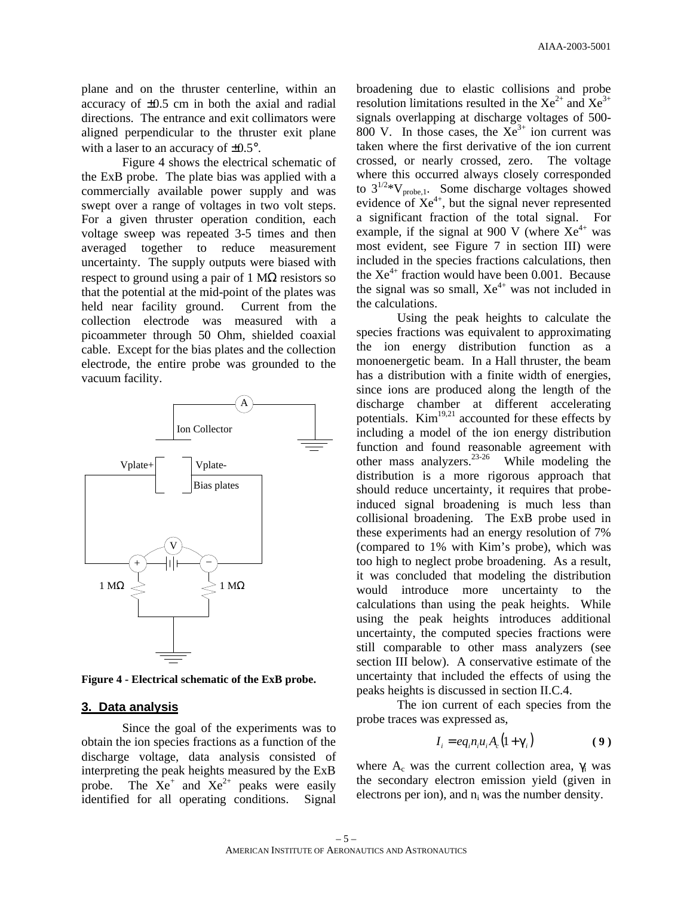plane and on the thruster centerline, within an accuracy of ±0.5 cm in both the axial and radial directions. The entrance and exit collimators were aligned perpendicular to the thruster exit plane with a laser to an accuracy of ±0.5°.

Figure 4 shows the electrical schematic of the ExB probe. The plate bias was applied with a commercially available power supply and was swept over a range of voltages in two volt steps. For a given thruster operation condition, each voltage sweep was repeated 3-5 times and then averaged together to reduce measurement uncertainty. The supply outputs were biased with respect to ground using a pair of 1 MΩ resistors so that the potential at the mid-point of the plates was held near facility ground. Current from the collection electrode was measured with a picoammeter through 50 Ohm, shielded coaxial cable. Except for the bias plates and the collection electrode, the entire probe was grounded to the vacuum facility.

**Figure 4 - Electrical schematic of the ExB probe.**

### 3. Data analysis

Since the goal of the experiments was to obtain the ion species fractions as a function of the discharge voltage, data analysis consisted of interpreting the peak heights measured by the ExB probe. The $Xe^{+}$ and $Xe^{2+}$ peaks were easily identified for all operating conditions. Signal broadening due to elastic collisions and probe resolution limitations resulted in the $Xe^{2+}$ and $Xe^{3+}$ signals overlapping at discharge voltages of 500-800 V. In those cases, the $Xe^{3+}$ ion current was taken where the first derivative of the ion current crossed, or nearly crossed, zero. The voltage where this occurred always closely corresponded to $3^{1/2}*V_{probe,1}$. Some discharge voltages showed evidence of $Xe^{4+}$, but the signal never represented a significant fraction of the total signal. For example, if the signal at 900 V (where $Xe^{4+}$ was most evident, see Figure 7 in section III) were included in the species fractions calculations, then the $Xe^{4+}$ fraction would have been 0.001. Because the signal was so small, $Xe^{4+}$ was not included in the calculations.

Using the peak heights to calculate the species fractions was equivalent to approximating the ion energy distribution function as a monoenergetic beam. In a Hall thruster, the beam has a distribution with a finite width of energies, since ions are produced along the length of the discharge chamber at different accelerating potentials. Kim[19,21] accounted for these effects by including a model of the ion energy distribution function and found reasonable agreement with other mass analyzers.[23-26] While modeling the distribution is a more rigorous approach that should reduce uncertainty, it requires that probe-induced signal broadening is much less than collisional broadening. The ExB probe used in these experiments had an energy resolution of 7% (compared to 1% with Kim's probe), which was too high to neglect probe broadening. As a result, it was concluded that modeling the distribution would introduce more uncertainty to the calculations than using the peak heights. While using the peak heights introduces additional uncertainty, the computed species fractions were still comparable to other mass analyzers (see section III below). A conservative estimate of the uncertainty that included the effects of using the peaks heights is discussed in section II.C.4.

The ion current of each species from the probe traces was expressed as,

$$I_i = e q_i n_i u_i A_c (1+\gamma_i) \qquad (9)$$

where $A_c$ was the current collection area, $\gamma_i$ was the secondary electron emission yield (given in electrons per ion), and $n_i$ was the number density.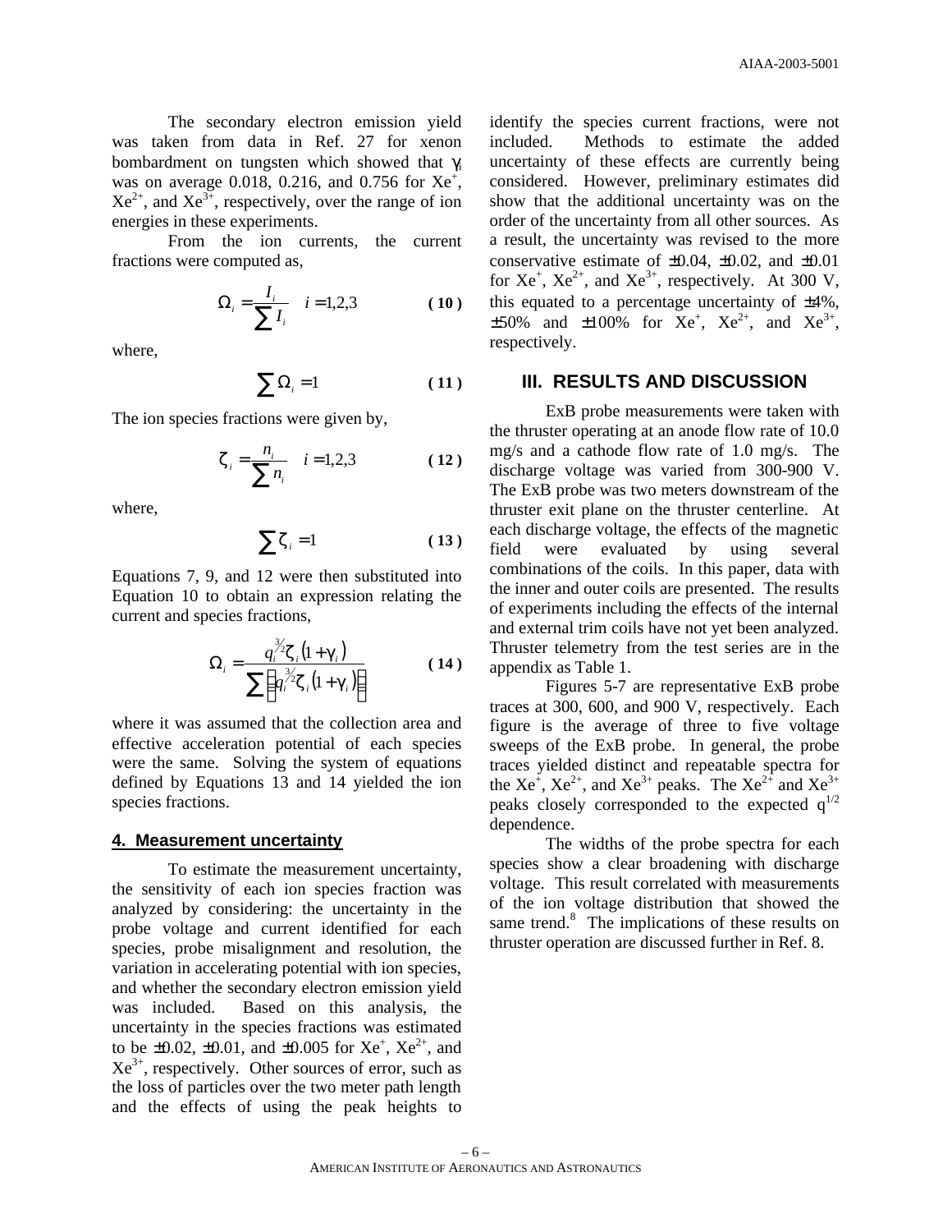The secondary electron emission yield was taken from data in Ref. 27 for xenon bombardment on tungsten which showed that $\gamma_i$ was on average 0.018, 0.216, and 0.756 for $Xe^+$, $Xe^{2+}$, and $Xe^{3+}$, respectively, over the range of ion energies in these experiments.

From the ion currents, the current fractions were computed as,

$$\Omega_i = \frac{I_i}{\sum I_i} \quad i = 1,2,3 \qquad (10)$$

where,

$$\sum \Omega_i = 1 \qquad (11)$$

The ion species fractions were given by,

$$\zeta_i = \frac{n_i}{\sum n_i} \quad i = 1,2,3 \qquad (12)$$

where,

$$\sum \zeta_i = 1 \qquad (13)$$

Equations 7, 9, and 12 were then substituted into Equation 10 to obtain an expression relating the current and species fractions,

$$\Omega_i = \frac{q_i^{3/2} \zeta_i (1 + \gamma_i)}{\sum \left[ q_i^{3/2} \zeta_i (1 + \gamma_i) \right]} \qquad (14)$$

where it was assumed that the collection area and effective acceleration potential of each species were the same. Solving the system of equations defined by Equations 13 and 14 yielded the ion species fractions.

### 4. Measurement uncertainty

To estimate the measurement uncertainty, the sensitivity of each ion species fraction was analyzed by considering: the uncertainty in the probe voltage and current identified for each species, probe misalignment and resolution, the variation in accelerating potential with ion species, and whether the secondary electron emission yield was included. Based on this analysis, the uncertainty in the species fractions was estimated to be ±0.02, ±0.01, and ±0.005 for $Xe^+$, $Xe^{2+}$, and $Xe^{3+}$, respectively. Other sources of error, such as the loss of particles over the two meter path length and the effects of using the peak heights to identify the species current fractions, were not included. Methods to estimate the added uncertainty of these effects are currently being considered. However, preliminary estimates did show that the additional uncertainty was on the order of the uncertainty from all other sources. As a result, the uncertainty was revised to the more conservative estimate of ±0.04, ±0.02, and ±0.01 for $Xe^+$, $Xe^{2+}$, and $Xe^{3+}$, respectively. At 300 V, this equated to a percentage uncertainty of ±4%, ±50% and ±100% for $Xe^+$, $Xe^{2+}$, and $Xe^{3+}$, respectively.

## III. RESULTS AND DISCUSSION

ExB probe measurements were taken with the thruster operating at an anode flow rate of 10.0 mg/s and a cathode flow rate of 1.0 mg/s. The discharge voltage was varied from 300-900 V. The ExB probe was two meters downstream of the thruster exit plane on the thruster centerline. At each discharge voltage, the effects of the magnetic field were evaluated by using several combinations of the coils. In this paper, data with the inner and outer coils are presented. The results of experiments including the effects of the internal and external trim coils have not yet been analyzed. Thruster telemetry from the test series are in the appendix as Table 1.

Figures 5-7 are representative ExB probe traces at 300, 600, and 900 V, respectively. Each figure is the average of three to five voltage sweeps of the ExB probe. In general, the probe traces yielded distinct and repeatable spectra for the $Xe^+$, $Xe^{2+}$, and $Xe^{3+}$ peaks. The $Xe^{2+}$ and $Xe^{3+}$ peaks closely corresponded to the expected $q^{1/2}$ dependence.

The widths of the probe spectra for each species show a clear broadening with discharge voltage. This result correlated with measurements of the ion voltage distribution that showed the same trend.[8] The implications of these results on thruster operation are discussed further in Ref. 8.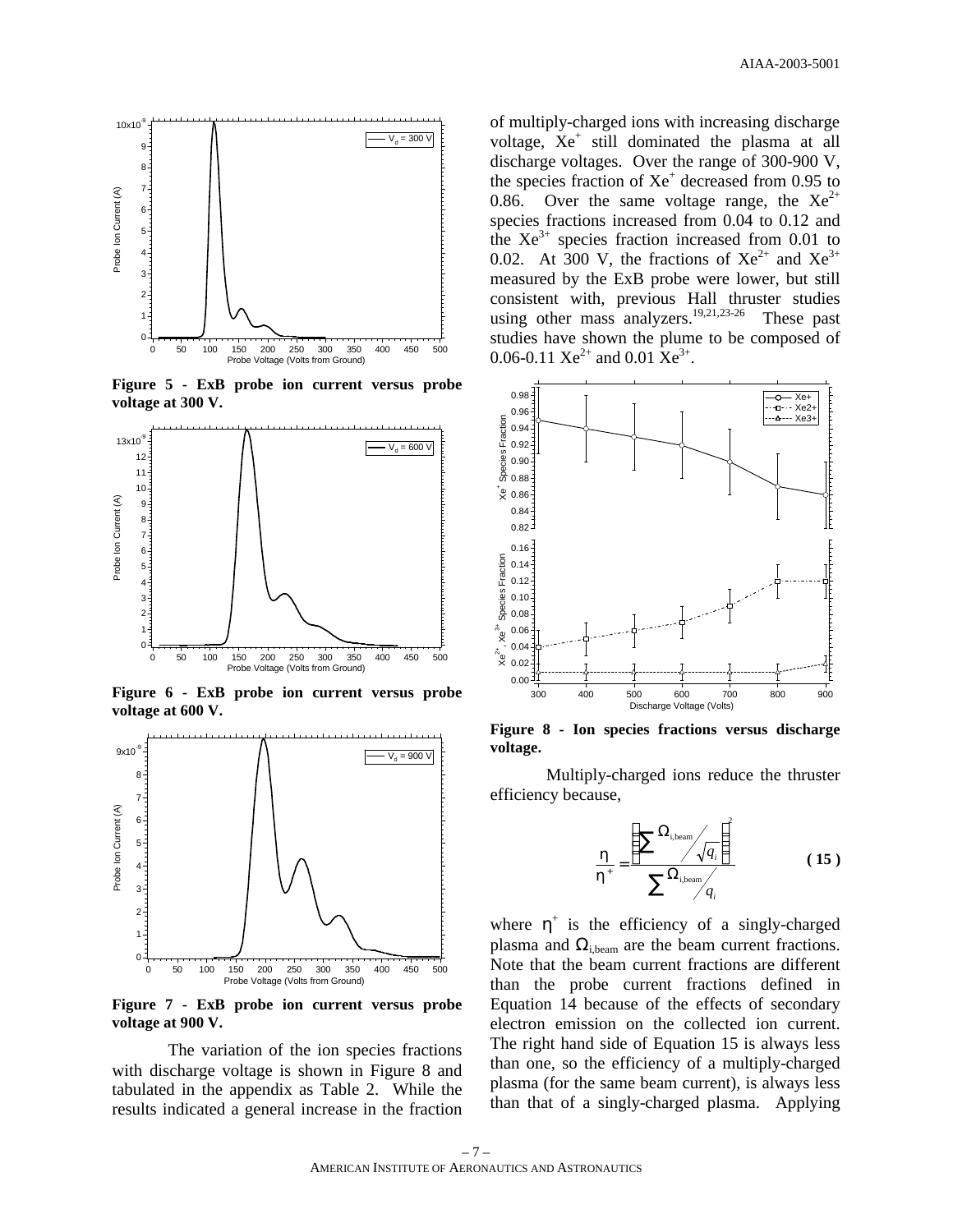Figure 5 - ExB probe ion current versus probe voltage at 300 V.

Figure 6 - ExB probe ion current versus probe voltage at 600 V.

Figure 7 - ExB probe ion current versus probe voltage at 900 V.

The variation of the ion species fractions with discharge voltage is shown in Figure 8 and tabulated in the appendix as Table 2. While the results indicated a general increase in the fraction of multiply-charged ions with increasing discharge voltage, $Xe^{+}$ still dominated the plasma at all discharge voltages. Over the range of 300-900 V, the species fraction of $Xe^{+}$ decreased from 0.95 to 0.86. Over the same voltage range, the $Xe^{2+}$ species fractions increased from 0.04 to 0.12 and the $Xe^{3+}$ species fraction increased from 0.01 to 0.02. At 300 V, the fractions of $Xe^{2+}$ and $Xe^{3+}$ measured by the ExB probe were lower, but still consistent with, previous Hall thruster studies using other mass analyzers.[19,21,23-26] These past studies have shown the plume to be composed of 0.06-0.11 $Xe^{2+}$ and 0.01 $Xe^{3+}$.

Figure 8 - Ion species fractions versus discharge voltage.

Multiply-charged ions reduce the thruster efficiency because,

$$\frac{\eta}{\eta^{+}} = \frac{\left[\sum \Omega_{i,\text{beam}} \Big/ \sqrt{q_i}\right]^2}{\sum \Omega_{i,\text{beam}} \Big/ q_i} \tag{15}$$

where $\eta^{+}$ is the efficiency of a singly-charged plasma and $\Omega_{i,\text{beam}}$ are the beam current fractions. Note that the beam current fractions are different than the probe current fractions defined in Equation 14 because of the effects of secondary electron emission on the collected ion current. The right hand side of Equation 15 is always less than one, so the efficiency of a multiply-charged plasma (for the same beam current), is always less than that of a singly-charged plasma. Applying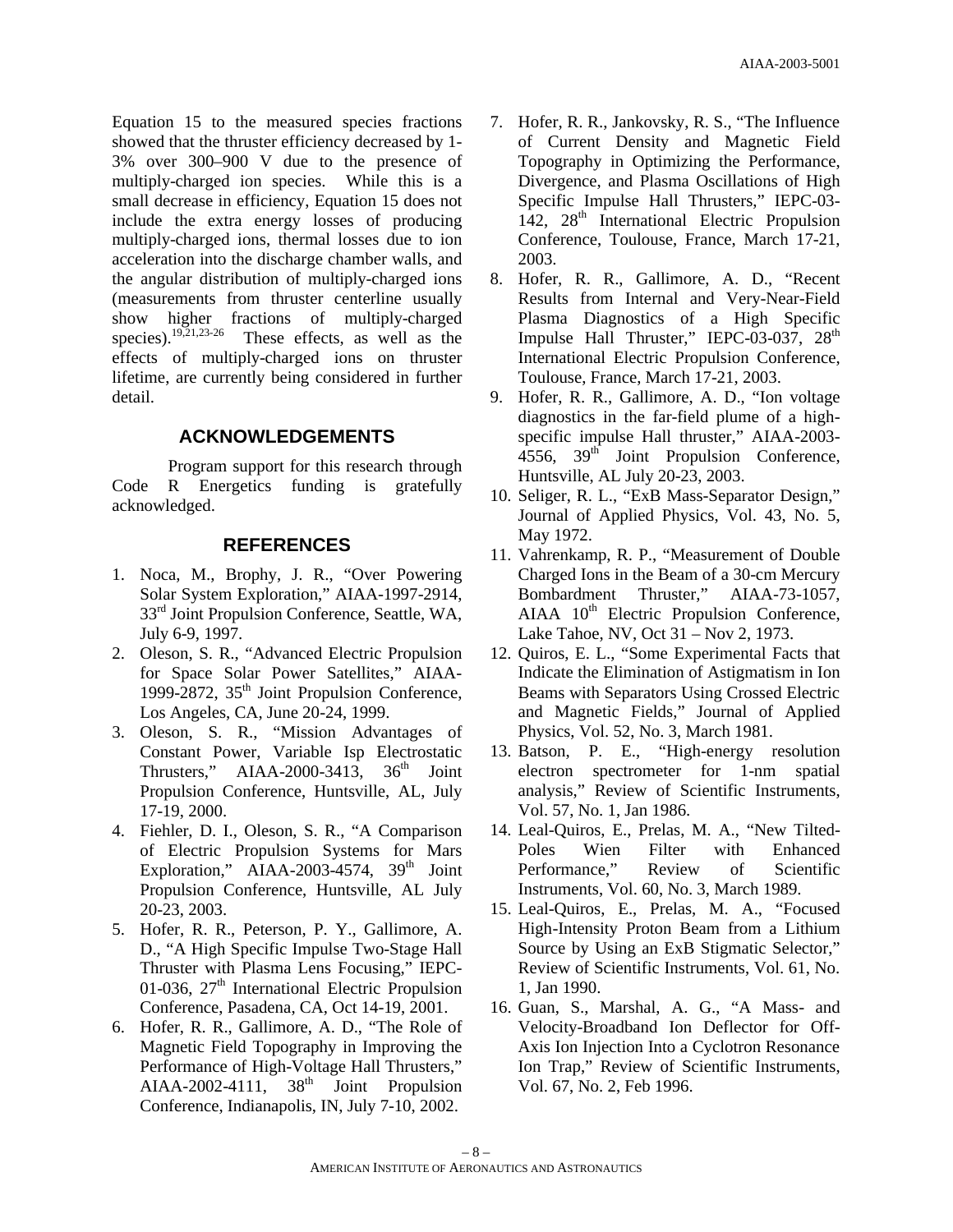Equation 15 to the measured species fractions showed that the thruster efficiency decreased by 1-3% over 300–900 V due to the presence of multiply-charged ion species. While this is a small decrease in efficiency, Equation 15 does not include the extra energy losses of producing multiply-charged ions, thermal losses due to ion acceleration into the discharge chamber walls, and the angular distribution of multiply-charged ions (measurements from thruster centerline usually show higher fractions of multiply-charged species).[19,21,23-26] These effects, as well as the effects of multiply-charged ions on thruster lifetime, are currently being considered in further detail.

## ACKNOWLEDGEMENTS

Program support for this research through Code R Energetics funding is gratefully acknowledged.

## REFERENCES

1. Noca, M., Brophy, J. R., "Over Powering Solar System Exploration," AIAA-1997-2914, 33rd Joint Propulsion Conference, Seattle, WA, July 6-9, 1997.
2. Oleson, S. R., "Advanced Electric Propulsion for Space Solar Power Satellites," AIAA-1999-2872, 35th Joint Propulsion Conference, Los Angeles, CA, June 20-24, 1999.
3. Oleson, S. R., "Mission Advantages of Constant Power, Variable Isp Electrostatic Thrusters," AIAA-2000-3413, 36th Joint Propulsion Conference, Huntsville, AL, July 17-19, 2000.
4. Fiehler, D. I., Oleson, S. R., "A Comparison of Electric Propulsion Systems for Mars Exploration," AIAA-2003-4574, 39th Joint Propulsion Conference, Huntsville, AL July 20-23, 2003.
5. Hofer, R. R., Peterson, P. Y., Gallimore, A. D., "A High Specific Impulse Two-Stage Hall Thruster with Plasma Lens Focusing," IEPC-01-036, 27th International Electric Propulsion Conference, Pasadena, CA, Oct 14-19, 2001.
6. Hofer, R. R., Gallimore, A. D., "The Role of Magnetic Field Topography in Improving the Performance of High-Voltage Hall Thrusters," AIAA-2002-4111, 38th Joint Propulsion Conference, Indianapolis, IN, July 7-10, 2002.
7. Hofer, R. R., Jankovsky, R. S., "The Influence of Current Density and Magnetic Field Topography in Optimizing the Performance, Divergence, and Plasma Oscillations of High Specific Impulse Hall Thrusters," IEPC-03-142, 28th International Electric Propulsion Conference, Toulouse, France, March 17-21, 2003.
8. Hofer, R. R., Gallimore, A. D., "Recent Results from Internal and Very-Near-Field Plasma Diagnostics of a High Specific Impulse Hall Thruster," IEPC-03-037, 28th International Electric Propulsion Conference, Toulouse, France, March 17-21, 2003.
9. Hofer, R. R., Gallimore, A. D., "Ion voltage diagnostics in the far-field plume of a high-specific impulse Hall thruster," AIAA-2003-4556, 39th Joint Propulsion Conference, Huntsville, AL July 20-23, 2003.
10. Seliger, R. L., "ExB Mass-Separator Design," Journal of Applied Physics, Vol. 43, No. 5, May 1972.
11. Vahrenkamp, R. P., "Measurement of Double Charged Ions in the Beam of a 30-cm Mercury Bombardment Thruster," AIAA-73-1057, AIAA 10th Electric Propulsion Conference, Lake Tahoe, NV, Oct 31 – Nov 2, 1973.
12. Quiros, E. L., "Some Experimental Facts that Indicate the Elimination of Astigmatism in Ion Beams with Separators Using Crossed Electric and Magnetic Fields," Journal of Applied Physics, Vol. 52, No. 3, March 1981.
13. Batson, P. E., "High-energy resolution electron spectrometer for 1-nm spatial analysis," Review of Scientific Instruments, Vol. 57, No. 1, Jan 1986.
14. Leal-Quiros, E., Prelas, M. A., "New Tilted-Poles Wien Filter with Enhanced Performance," Review of Scientific Instruments, Vol. 60, No. 3, March 1989.
15. Leal-Quiros, E., Prelas, M. A., "Focused High-Intensity Proton Beam from a Lithium Source by Using an ExB Stigmatic Selector," Review of Scientific Instruments, Vol. 61, No. 1, Jan 1990.
16. Guan, S., Marshal, A. G., "A Mass- and Velocity-Broadband Ion Deflector for Off-Axis Ion Injection Into a Cyclotron Resonance Ion Trap," Review of Scientific Instruments, Vol. 67, No. 2, Feb 1996.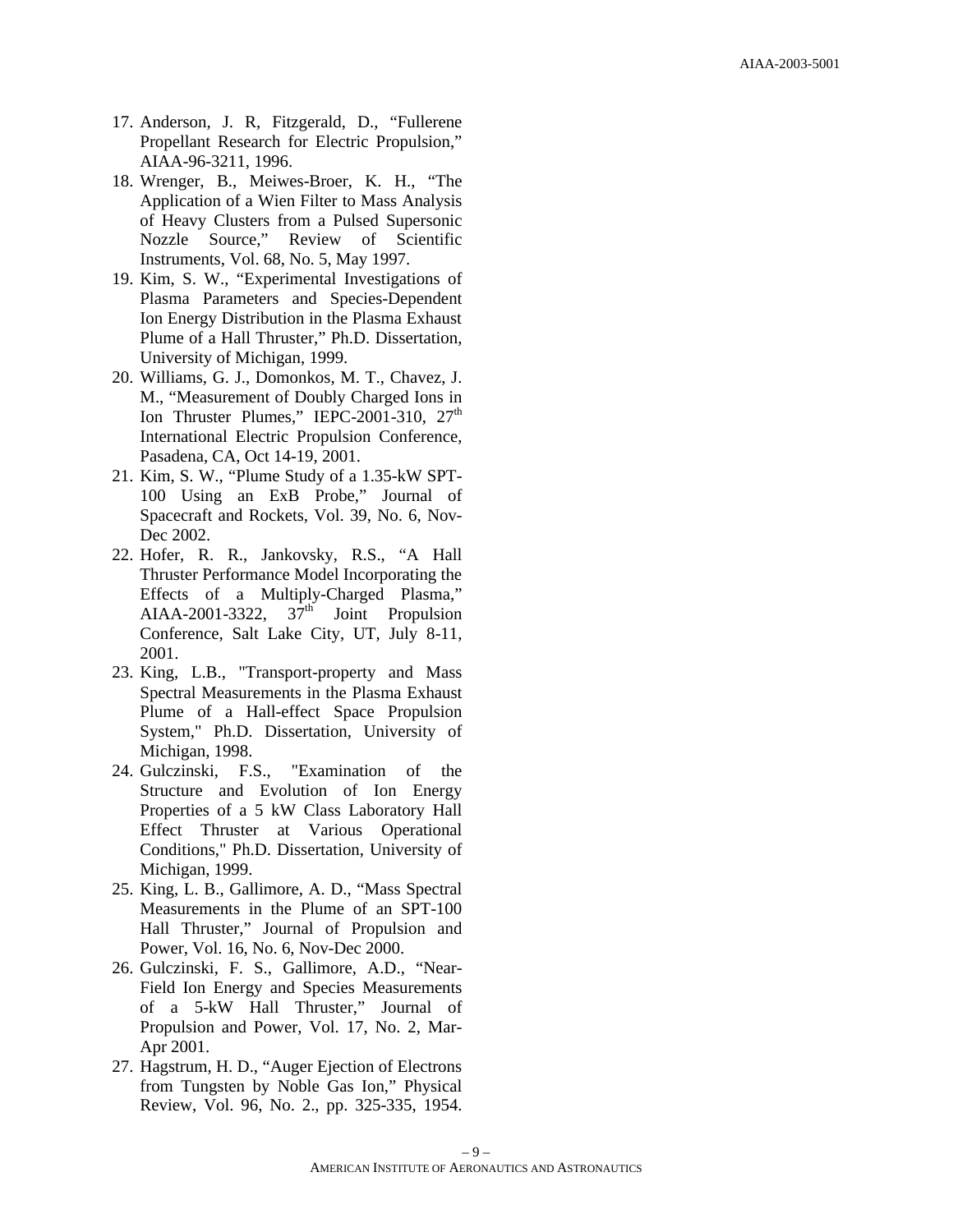17. Anderson, J. R, Fitzgerald, D., "Fullerene Propellant Research for Electric Propulsion," AIAA-96-3211, 1996.
18. Wrenger, B., Meiwes-Broer, K. H., "The Application of a Wien Filter to Mass Analysis of Heavy Clusters from a Pulsed Supersonic Nozzle Source," Review of Scientific Instruments, Vol. 68, No. 5, May 1997.
19. Kim, S. W., "Experimental Investigations of Plasma Parameters and Species-Dependent Ion Energy Distribution in the Plasma Exhaust Plume of a Hall Thruster," Ph.D. Dissertation, University of Michigan, 1999.
20. Williams, G. J., Domonkos, M. T., Chavez, J. M., "Measurement of Doubly Charged Ions in Ion Thruster Plumes," IEPC-2001-310, 27th International Electric Propulsion Conference, Pasadena, CA, Oct 14-19, 2001.
21. Kim, S. W., "Plume Study of a 1.35-kW SPT-100 Using an ExB Probe," Journal of Spacecraft and Rockets, Vol. 39, No. 6, Nov-Dec 2002.
22. Hofer, R. R., Jankovsky, R.S., "A Hall Thruster Performance Model Incorporating the Effects of a Multiply-Charged Plasma," AIAA-2001-3322, 37th Joint Propulsion Conference, Salt Lake City, UT, July 8-11, 2001.
23. King, L.B., "Transport-property and Mass Spectral Measurements in the Plasma Exhaust Plume of a Hall-effect Space Propulsion System," Ph.D. Dissertation, University of Michigan, 1998.
24. Gulczinski, F.S., "Examination of the Structure and Evolution of Ion Energy Properties of a 5 kW Class Laboratory Hall Effect Thruster at Various Operational Conditions," Ph.D. Dissertation, University of Michigan, 1999.
25. King, L. B., Gallimore, A. D., "Mass Spectral Measurements in the Plume of an SPT-100 Hall Thruster," Journal of Propulsion and Power, Vol. 16, No. 6, Nov-Dec 2000.
26. Gulczinski, F. S., Gallimore, A.D., "Near-Field Ion Energy and Species Measurements of a 5-kW Hall Thruster," Journal of Propulsion and Power, Vol. 17, No. 2, Mar-Apr 2001.
27. Hagstrum, H. D., "Auger Ejection of Electrons from Tungsten by Noble Gas Ion," Physical Review, Vol. 96, No. 2., pp. 325-335, 1954.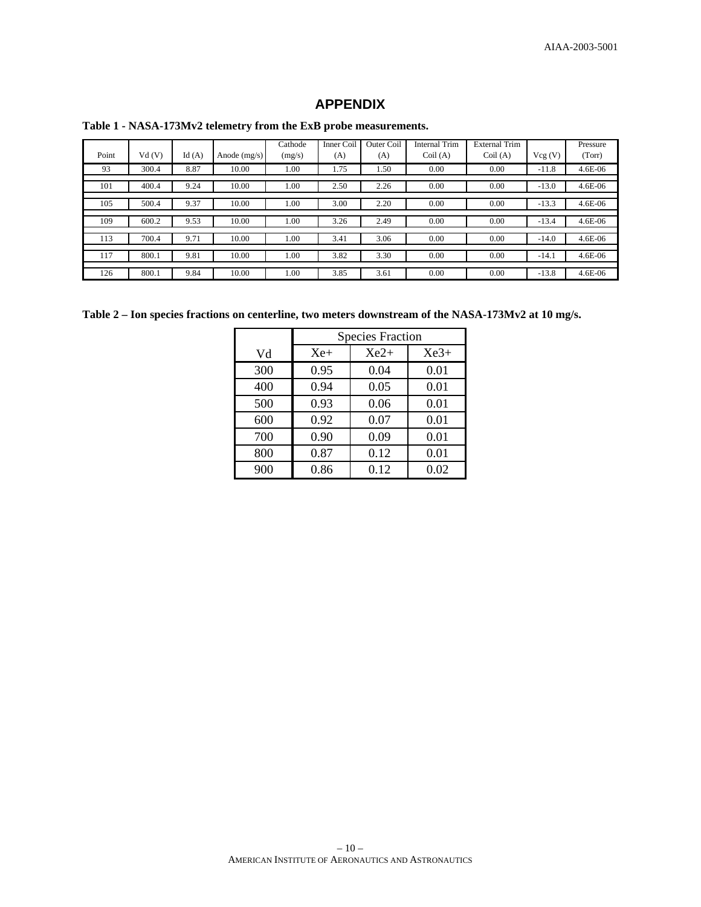# APPENDIX

**Table 1 - NASA-173Mv2 telemetry from the ExB probe measurements.**

| Point | Vd (V) | Id (A) | Anode (mg/s) | Cathode (mg/s) | Inner Coil (A) | Outer Coil (A) | Internal Trim Coil (A) | External Trim Coil (A) | Vcg (V) | Pressure (Torr) |
|---|---|---|---|---|---|---|---|---|---|---|
| 93 | 300.4 | 8.87 | 10.00 | 1.00 | 1.75 | 1.50 | 0.00 | 0.00 | -11.8 | 4.6E-06 |
| 101 | 400.4 | 9.24 | 10.00 | 1.00 | 2.50 | 2.26 | 0.00 | 0.00 | -13.0 | 4.6E-06 |
| 105 | 500.4 | 9.37 | 10.00 | 1.00 | 3.00 | 2.20 | 0.00 | 0.00 | -13.3 | 4.6E-06 |
| 109 | 600.2 | 9.53 | 10.00 | 1.00 | 3.26 | 2.49 | 0.00 | 0.00 | -13.4 | 4.6E-06 |
| 113 | 700.4 | 9.71 | 10.00 | 1.00 | 3.41 | 3.06 | 0.00 | 0.00 | -14.0 | 4.6E-06 |
| 117 | 800.1 | 9.81 | 10.00 | 1.00 | 3.82 | 3.30 | 0.00 | 0.00 | -14.1 | 4.6E-06 |
| 126 | 800.1 | 9.84 | 10.00 | 1.00 | 3.85 | 3.61 | 0.00 | 0.00 | -13.8 | 4.6E-06 |

**Table 2 – Ion species fractions on centerline, two meters downstream of the NASA-173Mv2 at 10 mg/s.**

| | Species Fraction | | |
|---|---|---|---|
| Vd | Xe+ | Xe2+ | Xe3+ |
| 300 | 0.95 | 0.04 | 0.01 |
| 400 | 0.94 | 0.05 | 0.01 |
| 500 | 0.93 | 0.06 | 0.01 |
| 600 | 0.92 | 0.07 | 0.01 |
| 700 | 0.90 | 0.09 | 0.01 |
| 800 | 0.87 | 0.12 | 0.01 |
| 900 | 0.86 | 0.12 | 0.02 |